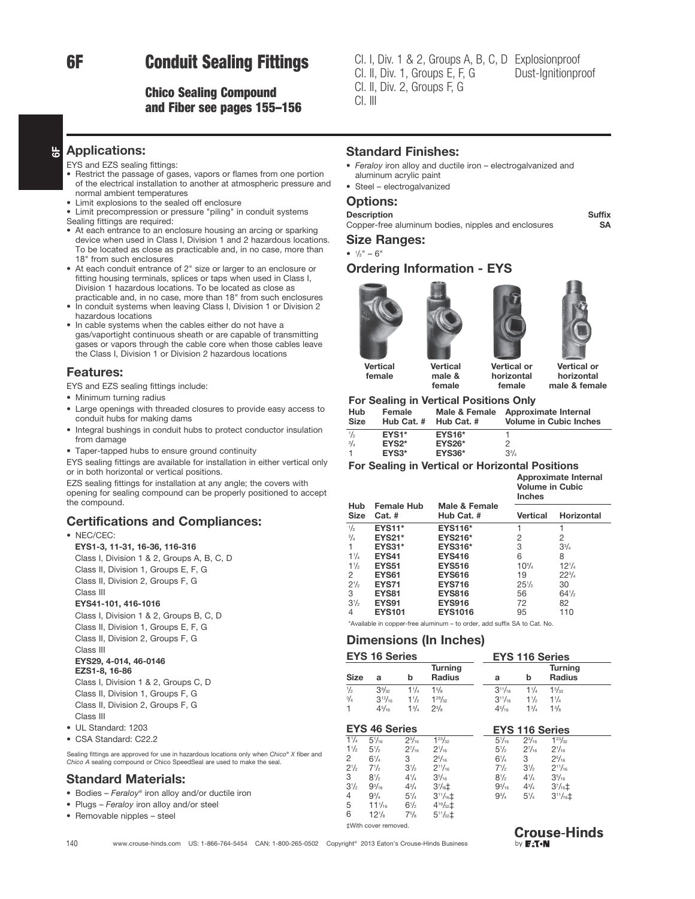# 6F Conduit Sealing Fittings

## Chico Sealing Compound and Fiber see pages 155–156

Cl. I, Div. 1 & 2, Groups A, B, C, D Explosionproof
Cl. II, Div. 1, Groups E, F, G Dust-Ignitionproof
Cl. II, Div. 2, Groups F, G
Cl. III

### Applications:

EYS and EZS sealing fittings:

- Restrict the passage of gases, vapors or flames from one portion of the electrical installation to another at atmospheric pressure and normal ambient temperatures
- Limit explosions to the sealed off enclosure
- Limit precompression or pressure "piling" in conduit systems

Sealing fittings are required:

- At each entrance to an enclosure housing an arcing or sparking device when used in Class I, Division 1 and 2 hazardous locations. To be located as close as practicable and, in no case, more than 18" from such enclosures
- At each conduit entrance of 2" size or larger to an enclosure or fitting housing terminals, splices or taps when used in Class I, Division 1 hazardous locations. To be located as close as practicable and, in no case, more than 18" from such enclosures
- In conduit systems when leaving Class I, Division 1 or Division 2 hazardous locations
- In cable systems when the cables either do not have a gas/vaportight continuous sheath or are capable of transmitting gases or vapors through the cable core when those cables leave the Class I, Division 1 or Division 2 hazardous locations

### Features:

EYS and EZS sealing fittings include:

- Minimum turning radius
- Large openings with threaded closures to provide easy access to conduit hubs for making dams
- Integral bushings in conduit hubs to protect conductor insulation from damage
- Taper-tapped hubs to ensure ground continuity

EYS sealing fittings are available for installation in either vertical only or in both horizontal or vertical positions.

EZS sealing fittings for installation at any angle; the covers with opening for sealing compound can be properly positioned to accept the compound.

### Certifications and Compliances:

- NEC/CEC:

**EYS1-3, 11-31, 16-36, 116-316**
Class I, Division 1 & 2, Groups A, B, C, D
Class II, Division 1, Groups E, F, G
Class II, Division 2, Groups F, G
Class III

**EYS41-101, 416-1016**
Class I, Division 1 & 2, Groups B, C, D
Class II, Division 1, Groups E, F, G
Class II, Division 2, Groups F, G
Class III

**EYS29, 4-014, 46-0146**
**EZS1-8, 16-86**
Class I, Division 1 & 2, Groups C, D
Class II, Division 1, Groups F, G
Class II, Division 2, Groups F, G
Class III

- UL Standard: 1203
- CSA Standard: C22.2

Sealing fittings are approved for use in hazardous locations only when *Chico®* X fiber and *Chico A* sealing compound or Chico SpeedSeal are used to make the seal.

### Standard Materials:

- Bodies – *Feraloy®* iron alloy and/or ductile iron
- Plugs – *Feraloy* iron alloy and/or steel
- Removable nipples – steel

### Standard Finishes:

- *Feraloy* iron alloy and ductile iron – electrogalvanized and aluminum acrylic paint
- Steel – electrogalvanized

### Options:

| Description | Suffix |
|---|---|
| Copper-free aluminum bodies, nipples and enclosures | SA |

### Size Ranges:

- ½" – 6"

### Ordering Information - EYS

Vertical female | Vertical male & female | Vertical or horizontal female | Vertical or horizontal male & female

**For Sealing in Vertical Positions Only**

| Hub Size | Female Hub Cat. # | Male & Female Hub Cat. # | Approximate Internal Volume in Cubic Inches |
|---|---|---|---|
| ½ | EYS1* | EYS16* | 1 |
| ¾ | EYS2* | EYS26* | 2 |
| 1 | EYS3* | EYS36* | 3¾ |

**For Sealing in Vertical or Horizontal Positions**

| Hub Size | Female Hub Cat. # | Male & Female Hub Cat. # | Approximate Internal Volume in Cubic Inches | |
|---|---|---|---|---|
| | | | Vertical | Horizontal |
| ½ | EYS11* | EYS116* | 1 | 1 |
| ¾ | EYS21* | EYS216* | 2 | 2 |
| 1 | EYS31* | EYS316* | 3 | 3¾ |
| 1¼ | EYS41 | EYS416 | 6 | 8 |
| 1½ | EYS51 | EYS516 | 10¾ | 12¼ |
| 2 | EYS61 | EYS616 | 19 | 22¾ |
| 2½ | EYS71 | EYS716 | 25½ | 30 |
| 3 | EYS81 | EYS816 | 56 | 64½ |
| 3½ | EYS91 | EYS916 | 72 | 82 |
| 4 | EYS101 | EYS1016 | 95 | 110 |

*Available in copper-free aluminum – to order, add suffix SA to Cat. No.

### Dimensions (In Inches)

| | EYS 16 Series | | | EYS 116 Series | | |
|---|---|---|---|---|---|---|
| Size | a | b | Turning Radius | a | b | Turning Radius |
| ½ | 3⁹⁄₃₂ | 1¼ | 1⅝ | 3¹¹⁄₁₆ | 1¼ | 1⁵⁄₃₂ |
| ¾ | 3¹²⁄₁₆ | 1½ | 1²⁹⁄₃₂ | 3¹¹⁄₁₆ | 1½ | 1¼ |
| 1 | 4⁵⁄₁₆ | 1¾ | 2⅜ | 4⁵⁄₁₆ | 1¾ | 1⅜ |

| | EYS 46 Series | | | EYS 116 Series | | |
|---|---|---|---|---|---|---|
| 1¼ | 5⁷⁄₁₆ | 2³⁄₁₆ | 1²³⁄₃₂ | 5¹⁄₁₆ | 2³⁄₁₆ | 1²³⁄₃₂ |
| 1½ | 5½ | 2⁷⁄₁₆ | 2¹⁄₁₆ | 5½ | 2⁷⁄₁₆ | 2¹⁄₁₆ |
| 2 | 6¼ | 3 | 2⁵⁄₁₆ | 6¼ | 3 | 2⁵⁄₁₆ |
| 2½ | 7½ | 3½ | 2¹¹⁄₁₆ | 7½ | 3½ | 2¹¹⁄₁₆ |
| 3 | 8½ | 4¼ | 3⁵⁄₁₆ | 8½ | 4¼ | 3⁵⁄₁₆ |
| 3½ | 9⁵⁄₁₆ | 4¾ | 3⁷⁄₁₆‡ | 9⁵⁄₁₆ | 4¾ | 3⁷⁄₁₆‡ |
| 4 | 9¾ | 5¼ | 3¹¹⁄₁₆‡ | 9¾ | 5¼ | 3¹¹⁄₁₆‡ |
| 5 | 11⁷⁄₁₆ | 6½ | 4¹⁹⁄₃₂‡ | | | |
| 6 | 12⅛ | 7⅝ | 5¹¹⁄₃₂‡ | | | |

‡With cover removed.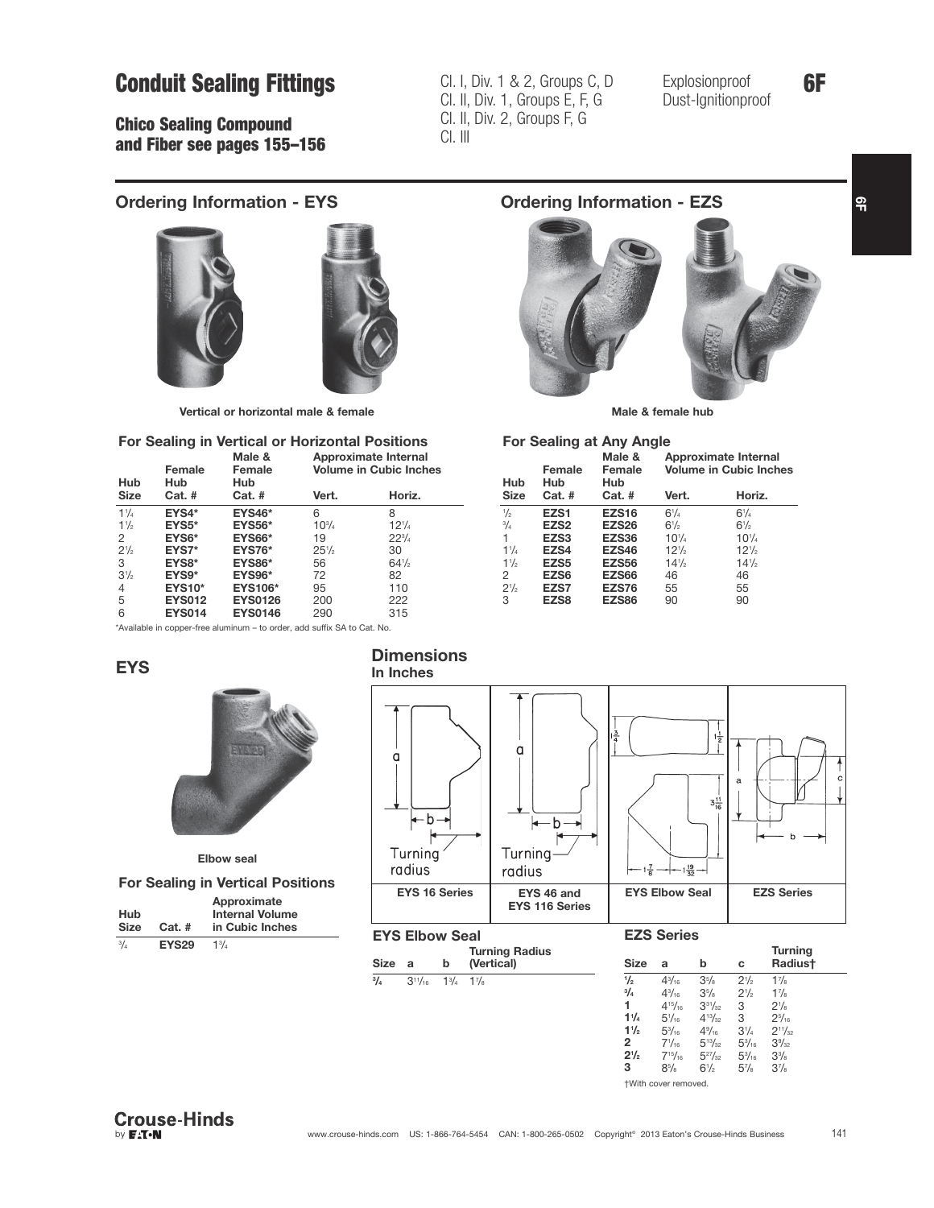# Conduit Sealing Fittings

Cl. I, Div. 1 & 2, Groups C, D
Cl. II, Div. 1, Groups E, F, G
Cl. II, Div. 2, Groups F, G
Cl. III

Explosionproof
Dust-Ignitionproof

**6F**

### Chico Sealing Compound and Fiber see pages 155–156

## Ordering Information - EYS

Vertical or horizontal male & female

**For Sealing in Vertical or Horizontal Positions**

| Hub Size | Female Hub Cat. # | Male & Female Hub Cat. # | Approximate Internal Volume in Cubic Inches | |
|---|---|---|---|---|
| | | | Vert. | Horiz. |
| 1¼ | EYS4* | EYS46* | 6 | 8 |
| 1½ | EYS5* | EYS56* | 10¾ | 12¼ |
| 2 | EYS6* | EYS66* | 19 | 22¾ |
| 2½ | EYS7* | EYS76* | 25½ | 30 |
| 3 | EYS8* | EYS86* | 56 | 64½ |
| 3½ | EYS9* | EYS96* | 72 | 82 |
| 4 | EYS10* | EYS106* | 95 | 110 |
| 5 | EYS012 | EYS0126 | 200 | 222 |
| 6 | EYS014 | EYS0146 | 290 | 315 |

*Available in copper-free aluminum – to order, add suffix SA to Cat. No.

## Ordering Information - EZS

Male & female hub

**For Sealing at Any Angle**

| Hub Size | Female Hub Cat. # | Male & Female Hub Cat. # | Approximate Internal Volume in Cubic Inches | |
|---|---|---|---|---|
| | | | Vert. | Horiz. |
| ½ | EZS1 | EZS16 | 6¼ | 6¼ |
| ¾ | EZS2 | EZS26 | 6½ | 6½ |
| 1 | EZS3 | EZS36 | 10¼ | 10¼ |
| 1¼ | EZS4 | EZS46 | 12½ | 12½ |
| 1½ | EZS5 | EZS56 | 14½ | 14½ |
| 2 | EZS6 | EZS66 | 46 | 46 |
| 2½ | EZS7 | EZS76 | 55 | 55 |
| 3 | EZS8 | EZS86 | 90 | 90 |

## EYS

Elbow seal

**For Sealing in Vertical Positions**

| Hub Size | Cat. # | Approximate Internal Volume in Cubic Inches |
|---|---|---|
| ¾ | EYS29 | 1¾ |

## Dimensions
### In Inches

a
b
Turning radius
EYS 16 Series

a
b
Turning radius
EYS 46 and EYS 116 Series

1¾
1½
3 11/16
1 7/8
1 19/32
EYS Elbow Seal

a
b
c
EZS Series

**EYS Elbow Seal**

| Size | a | b | Turning Radius (Vertical) |
|---|---|---|---|
| ¾ | 3 11/16 | 1¾ | 1⅞ |

**EZS Series**

| Size | a | b | c | Turning Radius† |
|---|---|---|---|---|
| ½ | 4 3/16 | 3⅝ | 2½ | 1⅞ |
| ¾ | 4 3/16 | 3⅝ | 2½ | 1⅞ |
| 1 | 4 15/16 | 3 31/32 | 3 | 2⅛ |
| 1¼ | 5 1/16 | 4 13/32 | 3 | 2 5/16 |
| 1½ | 5 3/16 | 4 9/16 | 3¼ | 2 11/32 |
| 2 | 7 1/16 | 5 19/32 | 5 3/16 | 3 9/32 |
| 2½ | 7 15/16 | 5 27/32 | 5 3/16 | 3⅜ |
| 3 | 8⅝ | 6½ | 5⅞ | 3⅞ |

†With cover removed.

www.crouse-hinds.com US: 1-866-764-5454 CAN: 1-800-265-0502 Copyright© 2013 Eaton's Crouse-Hinds Business